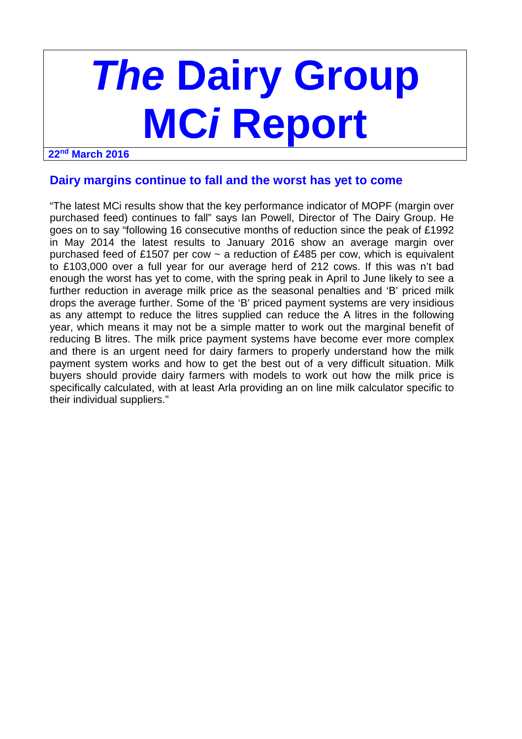# ***The* Dairy Group MC*i* Report**

**22nd March 2016**

## Dairy margins continue to fall and the worst has yet to come

"The latest MCi results show that the key performance indicator of MOPF (margin over purchased feed) continues to fall" says Ian Powell, Director of The Dairy Group. He goes on to say "following 16 consecutive months of reduction since the peak of £1992 in May 2014 the latest results to January 2016 show an average margin over purchased feed of £1507 per cow ~ a reduction of £485 per cow, which is equivalent to £103,000 over a full year for our average herd of 212 cows. If this was n't bad enough the worst has yet to come, with the spring peak in April to June likely to see a further reduction in average milk price as the seasonal penalties and 'B' priced milk drops the average further. Some of the 'B' priced payment systems are very insidious as any attempt to reduce the litres supplied can reduce the A litres in the following year, which means it may not be a simple matter to work out the marginal benefit of reducing B litres. The milk price payment systems have become ever more complex and there is an urgent need for dairy farmers to properly understand how the milk payment system works and how to get the best out of a very difficult situation. Milk buyers should provide dairy farmers with models to work out how the milk price is specifically calculated, with at least Arla providing an on line milk calculator specific to their individual suppliers."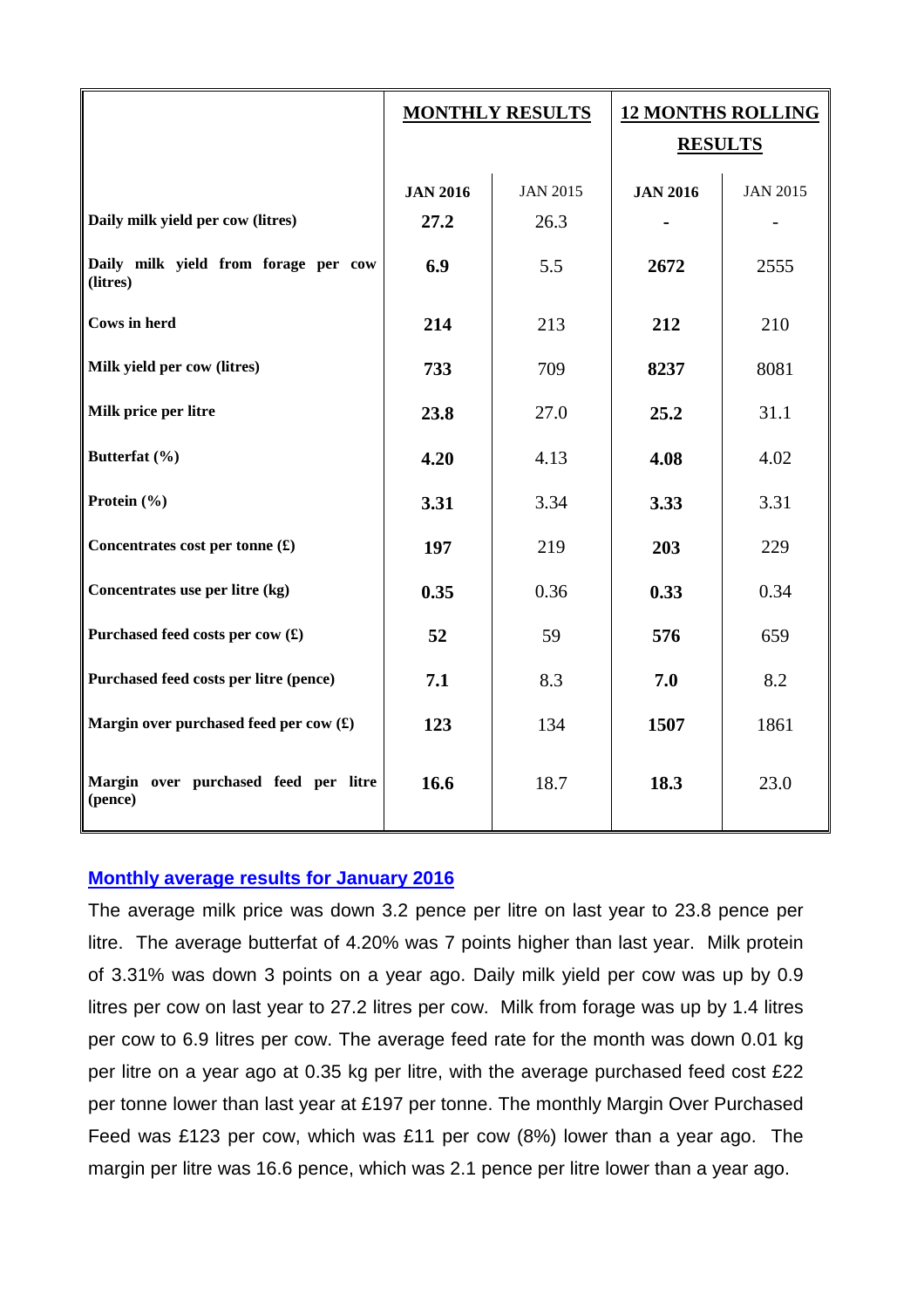| | MONTHLY RESULTS | | 12 MONTHS ROLLING RESULTS | |
|---|---|---|---|---|
| | **JAN 2016** | JAN 2015 | **JAN 2016** | JAN 2015 |
| **Daily milk yield per cow (litres)** | **27.2** | 26.3 | **-** | - |
| **Daily milk yield from forage per cow (litres)** | **6.9** | 5.5 | **2672** | 2555 |
| **Cows in herd** | **214** | 213 | **212** | 210 |
| **Milk yield per cow (litres)** | **733** | 709 | **8237** | 8081 |
| **Milk price per litre** | **23.8** | 27.0 | **25.2** | 31.1 |
| **Butterfat (%)** | **4.20** | 4.13 | **4.08** | 4.02 |
| **Protein (%)** | **3.31** | 3.34 | **3.33** | 3.31 |
| **Concentrates cost per tonne (£)** | **197** | 219 | **203** | 229 |
| **Concentrates use per litre (kg)** | **0.35** | 0.36 | **0.33** | 0.34 |
| **Purchased feed costs per cow (£)** | **52** | 59 | **576** | 659 |
| **Purchased feed costs per litre (pence)** | **7.1** | 8.3 | **7.0** | 8.2 |
| **Margin over purchased feed per cow (£)** | **123** | 134 | **1507** | 1861 |
| **Margin over purchased feed per litre (pence)** | **16.6** | 18.7 | **18.3** | 23.0 |

## Monthly average results for January 2016

The average milk price was down 3.2 pence per litre on last year to 23.8 pence per litre. The average butterfat of 4.20% was 7 points higher than last year. Milk protein of 3.31% was down 3 points on a year ago. Daily milk yield per cow was up by 0.9 litres per cow on last year to 27.2 litres per cow. Milk from forage was up by 1.4 litres per cow to 6.9 litres per cow. The average feed rate for the month was down 0.01 kg per litre on a year ago at 0.35 kg per litre, with the average purchased feed cost £22 per tonne lower than last year at £197 per tonne. The monthly Margin Over Purchased Feed was £123 per cow, which was £11 per cow (8%) lower than a year ago. The margin per litre was 16.6 pence, which was 2.1 pence per litre lower than a year ago.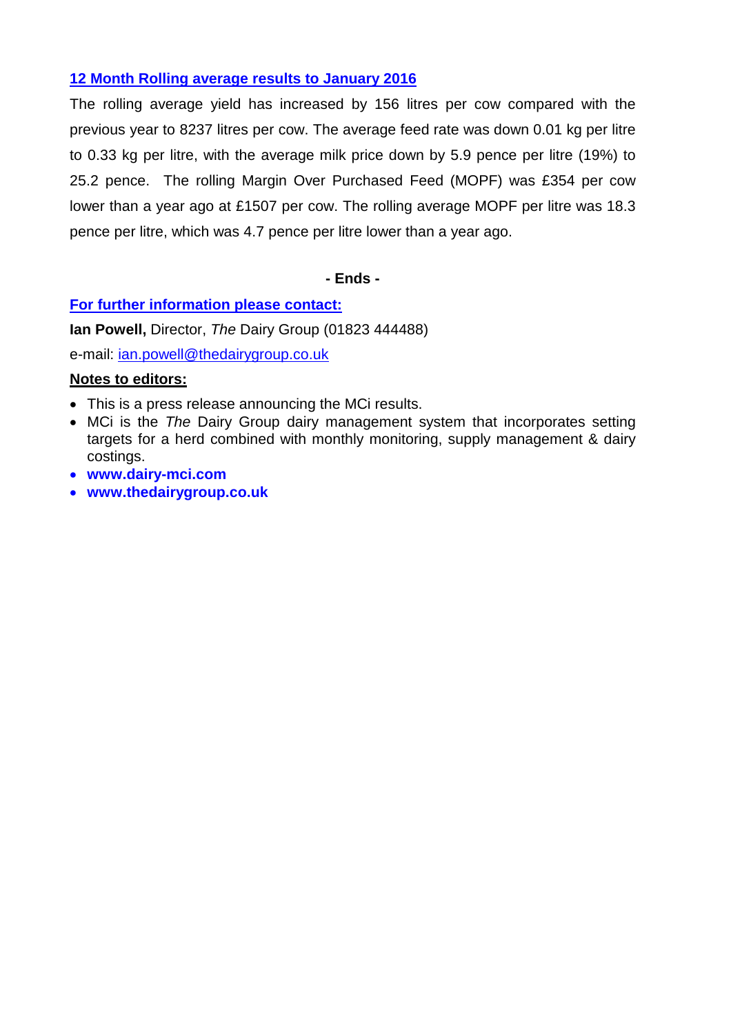## 12 Month Rolling average results to January 2016

The rolling average yield has increased by 156 litres per cow compared with the previous year to 8237 litres per cow. The average feed rate was down 0.01 kg per litre to 0.33 kg per litre, with the average milk price down by 5.9 pence per litre (19%) to 25.2 pence. The rolling Margin Over Purchased Feed (MOPF) was £354 per cow lower than a year ago at £1507 per cow. The rolling average MOPF per litre was 18.3 pence per litre, which was 4.7 pence per litre lower than a year ago.

**- Ends -**

## For further information please contact:

**Ian Powell,** Director, *The* Dairy Group (01823 444488)

e-mail: ian.powell@thedairygroup.co.uk

**Notes to editors:**

- This is a press release announcing the MCi results.
- MCi is the *The* Dairy Group dairy management system that incorporates setting targets for a herd combined with monthly monitoring, supply management & dairy costings.
- **www.dairy-mci.com**
- **www.thedairygroup.co.uk**